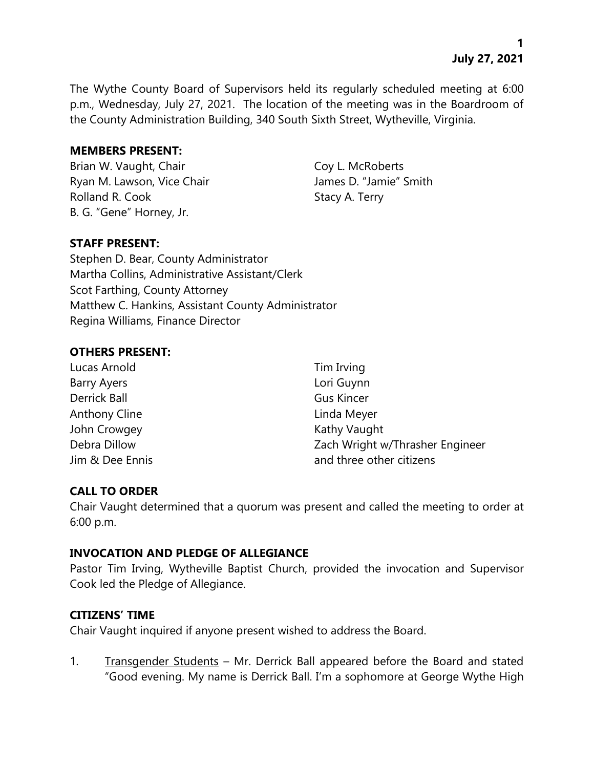The Wythe County Board of Supervisors held its regularly scheduled meeting at 6:00 p.m., Wednesday, July 27, 2021. The location of the meeting was in the Boardroom of the County Administration Building, 340 South Sixth Street, Wytheville, Virginia.

**MEMBERS PRESENT:**

Brian W. Vaught, Chair
Ryan M. Lawson, Vice Chair
Rolland R. Cook
B. G. "Gene" Horney, Jr.
Coy L. McRoberts
James D. "Jamie" Smith
Stacy A. Terry

**STAFF PRESENT:**

Stephen D. Bear, County Administrator
Martha Collins, Administrative Assistant/Clerk
Scot Farthing, County Attorney
Matthew C. Hankins, Assistant County Administrator
Regina Williams, Finance Director

**OTHERS PRESENT:**

Lucas Arnold
Barry Ayers
Derrick Ball
Anthony Cline
John Crowgey
Debra Dillow
Jim & Dee Ennis
Tim Irving
Lori Guynn
Gus Kincer
Linda Meyer
Kathy Vaught
Zach Wright w/Thrasher Engineer
and three other citizens

**CALL TO ORDER**

Chair Vaught determined that a quorum was present and called the meeting to order at 6:00 p.m.

**INVOCATION AND PLEDGE OF ALLEGIANCE**

Pastor Tim Irving, Wytheville Baptist Church, provided the invocation and Supervisor Cook led the Pledge of Allegiance.

**CITIZENS' TIME**

Chair Vaught inquired if anyone present wished to address the Board.

1. Transgender Students – Mr. Derrick Ball appeared before the Board and stated "Good evening. My name is Derrick Ball. I'm a sophomore at George Wythe High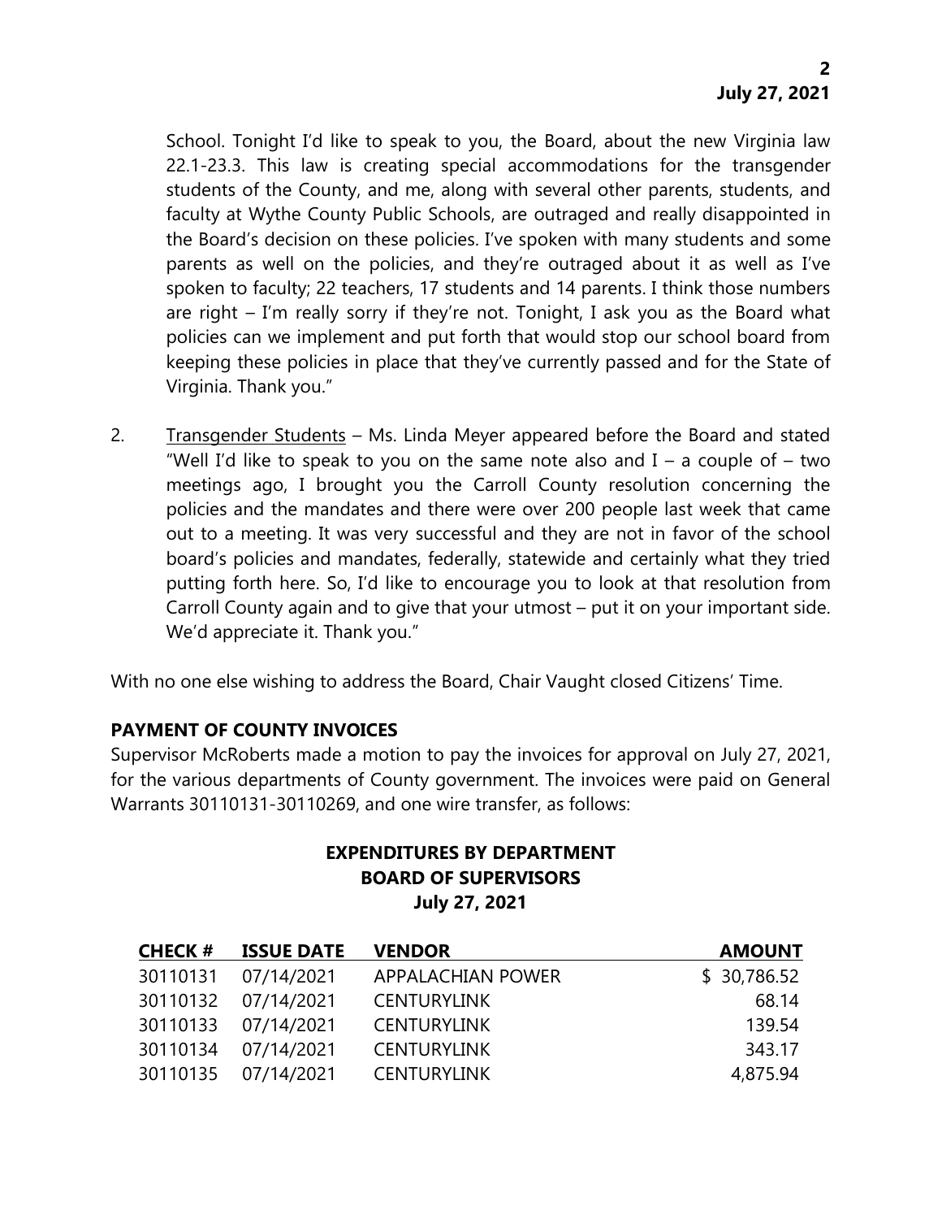School. Tonight I'd like to speak to you, the Board, about the new Virginia law 22.1-23.3. This law is creating special accommodations for the transgender students of the County, and me, along with several other parents, students, and faculty at Wythe County Public Schools, are outraged and really disappointed in the Board's decision on these policies. I've spoken with many students and some parents as well on the policies, and they're outraged about it as well as I've spoken to faculty; 22 teachers, 17 students and 14 parents. I think those numbers are right – I'm really sorry if they're not. Tonight, I ask you as the Board what policies can we implement and put forth that would stop our school board from keeping these policies in place that they've currently passed and for the State of Virginia. Thank you."

2. Transgender Students – Ms. Linda Meyer appeared before the Board and stated "Well I'd like to speak to you on the same note also and I – a couple of – two meetings ago, I brought you the Carroll County resolution concerning the policies and the mandates and there were over 200 people last week that came out to a meeting. It was very successful and they are not in favor of the school board's policies and mandates, federally, statewide and certainly what they tried putting forth here. So, I'd like to encourage you to look at that resolution from Carroll County again and to give that your utmost – put it on your important side. We'd appreciate it. Thank you."

With no one else wishing to address the Board, Chair Vaught closed Citizens' Time.

**PAYMENT OF COUNTY INVOICES**

Supervisor McRoberts made a motion to pay the invoices for approval on July 27, 2021, for the various departments of County government. The invoices were paid on General Warrants 30110131-30110269, and one wire transfer, as follows:

**EXPENDITURES BY DEPARTMENT**
**BOARD OF SUPERVISORS**
**July 27, 2021**

| CHECK # | ISSUE DATE | VENDOR | AMOUNT |
|---|---|---|---|
| 30110131 | 07/14/2021 | APPALACHIAN POWER | $ 30,786.52 |
| 30110132 | 07/14/2021 | CENTURYLINK | 68.14 |
| 30110133 | 07/14/2021 | CENTURYLINK | 139.54 |
| 30110134 | 07/14/2021 | CENTURYLINK | 343.17 |
| 30110135 | 07/14/2021 | CENTURYLINK | 4,875.94 |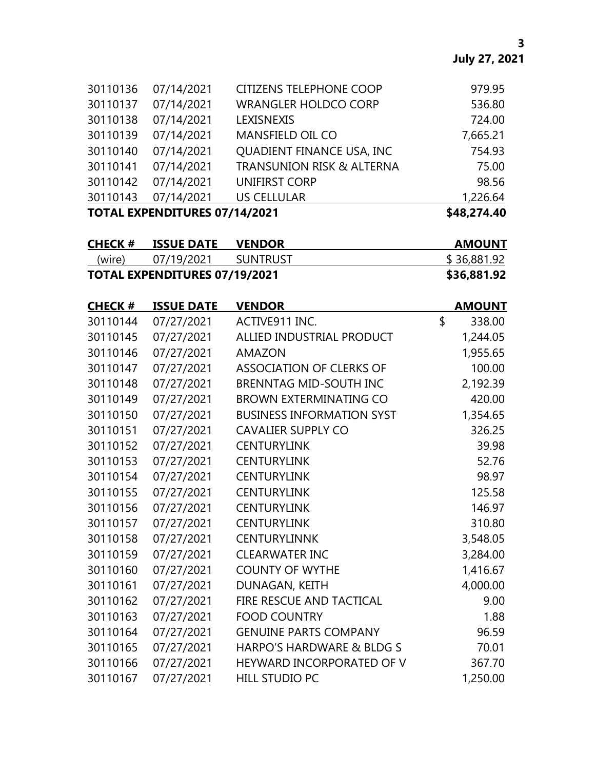| | | | |
|---|---|---|---|
| 30110136 | 07/14/2021 | CITIZENS TELEPHONE COOP | 979.95 |
| 30110137 | 07/14/2021 | WRANGLER HOLDCO CORP | 536.80 |
| 30110138 | 07/14/2021 | LEXISNEXIS | 724.00 |
| 30110139 | 07/14/2021 | MANSFIELD OIL CO | 7,665.21 |
| 30110140 | 07/14/2021 | QUADIENT FINANCE USA, INC | 754.93 |
| 30110141 | 07/14/2021 | TRANSUNION RISK & ALTERNA | 75.00 |
| 30110142 | 07/14/2021 | UNIFIRST CORP | 98.56 |
| 30110143 | 07/14/2021 | US CELLULAR | 1,226.64 |
| **TOTAL EXPENDITURES 07/14/2021** | | | **$48,274.40** |

| CHECK # | ISSUE DATE | VENDOR | AMOUNT |
|---|---|---|---|
| (wire) | 07/19/2021 | SUNTRUST | $ 36,881.92 |
| **TOTAL EXPENDITURES 07/19/2021** | | | **$36,881.92** |

| CHECK # | ISSUE DATE | VENDOR | AMOUNT |
|---|---|---|---|
| 30110144 | 07/27/2021 | ACTIVE911 INC. | $ 338.00 |
| 30110145 | 07/27/2021 | ALLIED INDUSTRIAL PRODUCT | 1,244.05 |
| 30110146 | 07/27/2021 | AMAZON | 1,955.65 |
| 30110147 | 07/27/2021 | ASSOCIATION OF CLERKS OF | 100.00 |
| 30110148 | 07/27/2021 | BRENNTAG MID-SOUTH INC | 2,192.39 |
| 30110149 | 07/27/2021 | BROWN EXTERMINATING CO | 420.00 |
| 30110150 | 07/27/2021 | BUSINESS INFORMATION SYST | 1,354.65 |
| 30110151 | 07/27/2021 | CAVALIER SUPPLY CO | 326.25 |
| 30110152 | 07/27/2021 | CENTURYLINK | 39.98 |
| 30110153 | 07/27/2021 | CENTURYLINK | 52.76 |
| 30110154 | 07/27/2021 | CENTURYLINK | 98.97 |
| 30110155 | 07/27/2021 | CENTURYLINK | 125.58 |
| 30110156 | 07/27/2021 | CENTURYLINK | 146.97 |
| 30110157 | 07/27/2021 | CENTURYLINK | 310.80 |
| 30110158 | 07/27/2021 | CENTURYLINNK | 3,548.05 |
| 30110159 | 07/27/2021 | CLEARWATER INC | 3,284.00 |
| 30110160 | 07/27/2021 | COUNTY OF WYTHE | 1,416.67 |
| 30110161 | 07/27/2021 | DUNAGAN, KEITH | 4,000.00 |
| 30110162 | 07/27/2021 | FIRE RESCUE AND TACTICAL | 9.00 |
| 30110163 | 07/27/2021 | FOOD COUNTRY | 1.88 |
| 30110164 | 07/27/2021 | GENUINE PARTS COMPANY | 96.59 |
| 30110165 | 07/27/2021 | HARPO'S HARDWARE & BLDG S | 70.01 |
| 30110166 | 07/27/2021 | HEYWARD INCORPORATED OF V | 367.70 |
| 30110167 | 07/27/2021 | HILL STUDIO PC | 1,250.00 |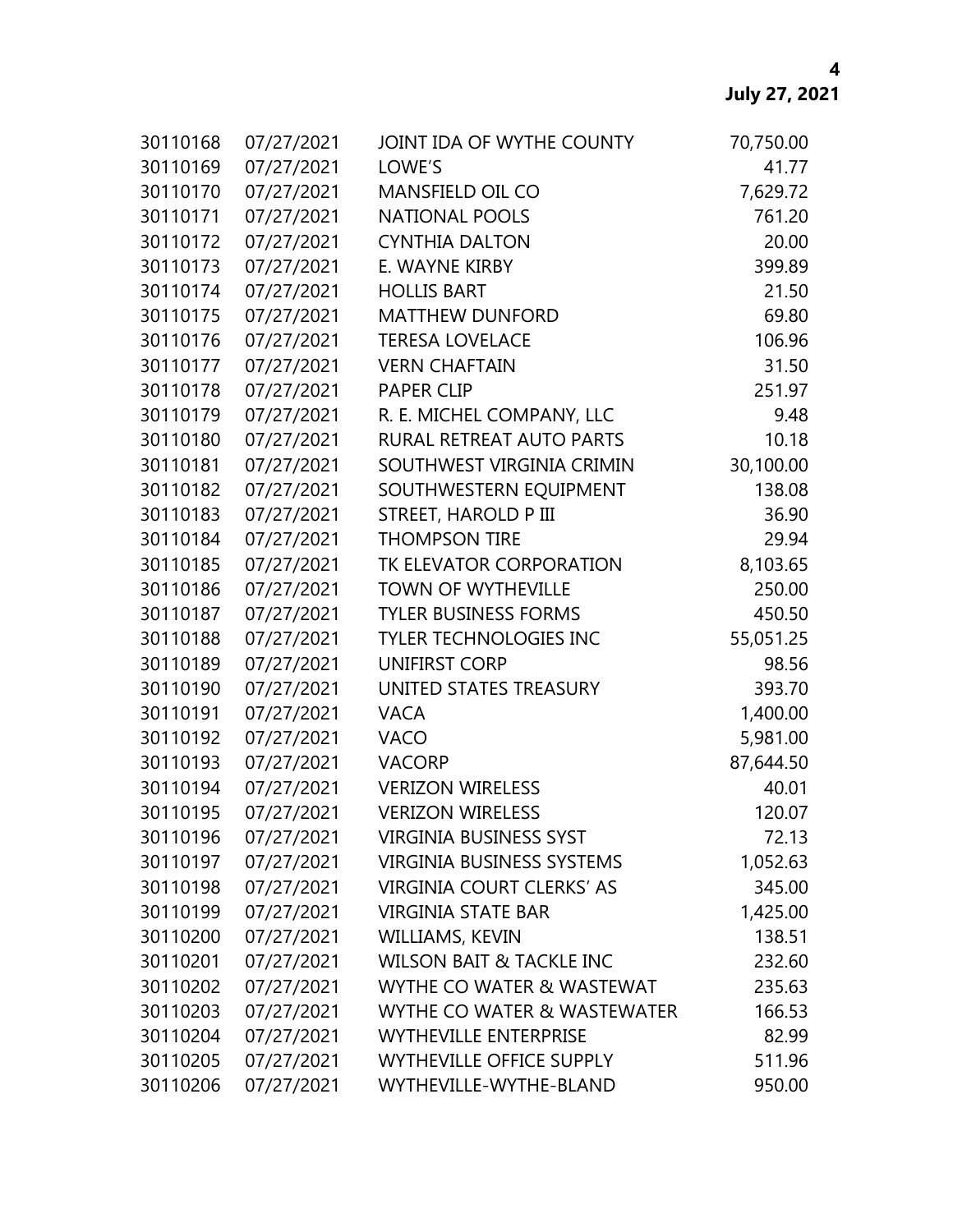| | | | |
|---|---|---|---|
| 30110168 | 07/27/2021 | JOINT IDA OF WYTHE COUNTY | 70,750.00 |
| 30110169 | 07/27/2021 | LOWE'S | 41.77 |
| 30110170 | 07/27/2021 | MANSFIELD OIL CO | 7,629.72 |
| 30110171 | 07/27/2021 | NATIONAL POOLS | 761.20 |
| 30110172 | 07/27/2021 | CYNTHIA DALTON | 20.00 |
| 30110173 | 07/27/2021 | E. WAYNE KIRBY | 399.89 |
| 30110174 | 07/27/2021 | HOLLIS BART | 21.50 |
| 30110175 | 07/27/2021 | MATTHEW DUNFORD | 69.80 |
| 30110176 | 07/27/2021 | TERESA LOVELACE | 106.96 |
| 30110177 | 07/27/2021 | VERN CHAFTAIN | 31.50 |
| 30110178 | 07/27/2021 | PAPER CLIP | 251.97 |
| 30110179 | 07/27/2021 | R. E. MICHEL COMPANY, LLC | 9.48 |
| 30110180 | 07/27/2021 | RURAL RETREAT AUTO PARTS | 10.18 |
| 30110181 | 07/27/2021 | SOUTHWEST VIRGINIA CRIMIN | 30,100.00 |
| 30110182 | 07/27/2021 | SOUTHWESTERN EQUIPMENT | 138.08 |
| 30110183 | 07/27/2021 | STREET, HAROLD P III | 36.90 |
| 30110184 | 07/27/2021 | THOMPSON TIRE | 29.94 |
| 30110185 | 07/27/2021 | TK ELEVATOR CORPORATION | 8,103.65 |
| 30110186 | 07/27/2021 | TOWN OF WYTHEVILLE | 250.00 |
| 30110187 | 07/27/2021 | TYLER BUSINESS FORMS | 450.50 |
| 30110188 | 07/27/2021 | TYLER TECHNOLOGIES INC | 55,051.25 |
| 30110189 | 07/27/2021 | UNIFIRST CORP | 98.56 |
| 30110190 | 07/27/2021 | UNITED STATES TREASURY | 393.70 |
| 30110191 | 07/27/2021 | VACA | 1,400.00 |
| 30110192 | 07/27/2021 | VACO | 5,981.00 |
| 30110193 | 07/27/2021 | VACORP | 87,644.50 |
| 30110194 | 07/27/2021 | VERIZON WIRELESS | 40.01 |
| 30110195 | 07/27/2021 | VERIZON WIRELESS | 120.07 |
| 30110196 | 07/27/2021 | VIRGINIA BUSINESS SYST | 72.13 |
| 30110197 | 07/27/2021 | VIRGINIA BUSINESS SYSTEMS | 1,052.63 |
| 30110198 | 07/27/2021 | VIRGINIA COURT CLERKS' AS | 345.00 |
| 30110199 | 07/27/2021 | VIRGINIA STATE BAR | 1,425.00 |
| 30110200 | 07/27/2021 | WILLIAMS, KEVIN | 138.51 |
| 30110201 | 07/27/2021 | WILSON BAIT & TACKLE INC | 232.60 |
| 30110202 | 07/27/2021 | WYTHE CO WATER & WASTEWAT | 235.63 |
| 30110203 | 07/27/2021 | WYTHE CO WATER & WASTEWATER | 166.53 |
| 30110204 | 07/27/2021 | WYTHEVILLE ENTERPRISE | 82.99 |
| 30110205 | 07/27/2021 | WYTHEVILLE OFFICE SUPPLY | 511.96 |
| 30110206 | 07/27/2021 | WYTHEVILLE-WYTHE-BLAND | 950.00 |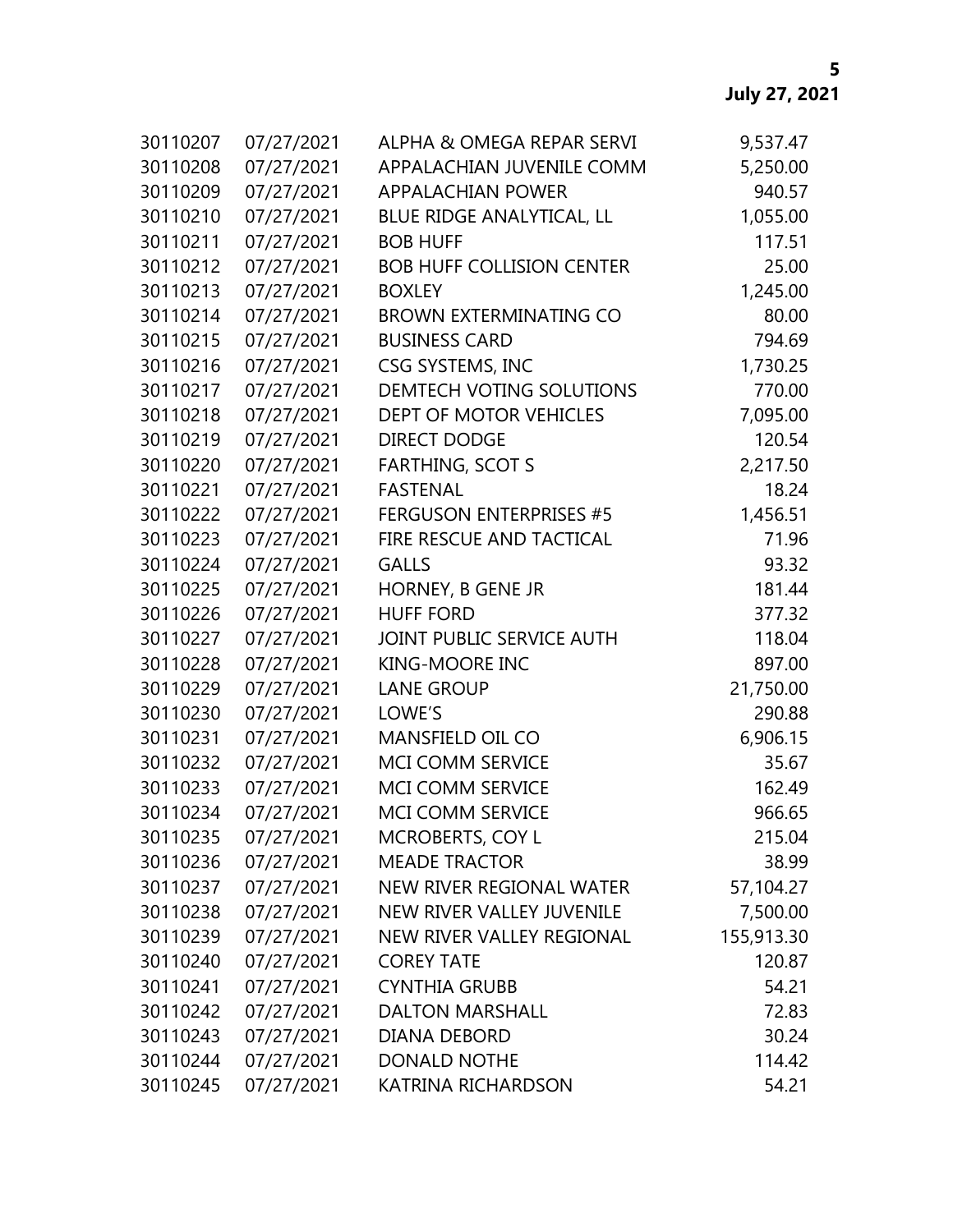July 27, 2021

| | | | |
|---|---|---|---|
| 30110207 | 07/27/2021 | ALPHA & OMEGA REPAR SERVI | 9,537.47 |
| 30110208 | 07/27/2021 | APPALACHIAN JUVENILE COMM | 5,250.00 |
| 30110209 | 07/27/2021 | APPALACHIAN POWER | 940.57 |
| 30110210 | 07/27/2021 | BLUE RIDGE ANALYTICAL, LL | 1,055.00 |
| 30110211 | 07/27/2021 | BOB HUFF | 117.51 |
| 30110212 | 07/27/2021 | BOB HUFF COLLISION CENTER | 25.00 |
| 30110213 | 07/27/2021 | BOXLEY | 1,245.00 |
| 30110214 | 07/27/2021 | BROWN EXTERMINATING CO | 80.00 |
| 30110215 | 07/27/2021 | BUSINESS CARD | 794.69 |
| 30110216 | 07/27/2021 | CSG SYSTEMS, INC | 1,730.25 |
| 30110217 | 07/27/2021 | DEMTECH VOTING SOLUTIONS | 770.00 |
| 30110218 | 07/27/2021 | DEPT OF MOTOR VEHICLES | 7,095.00 |
| 30110219 | 07/27/2021 | DIRECT DODGE | 120.54 |
| 30110220 | 07/27/2021 | FARTHING, SCOT S | 2,217.50 |
| 30110221 | 07/27/2021 | FASTENAL | 18.24 |
| 30110222 | 07/27/2021 | FERGUSON ENTERPRISES #5 | 1,456.51 |
| 30110223 | 07/27/2021 | FIRE RESCUE AND TACTICAL | 71.96 |
| 30110224 | 07/27/2021 | GALLS | 93.32 |
| 30110225 | 07/27/2021 | HORNEY, B GENE JR | 181.44 |
| 30110226 | 07/27/2021 | HUFF FORD | 377.32 |
| 30110227 | 07/27/2021 | JOINT PUBLIC SERVICE AUTH | 118.04 |
| 30110228 | 07/27/2021 | KING-MOORE INC | 897.00 |
| 30110229 | 07/27/2021 | LANE GROUP | 21,750.00 |
| 30110230 | 07/27/2021 | LOWE'S | 290.88 |
| 30110231 | 07/27/2021 | MANSFIELD OIL CO | 6,906.15 |
| 30110232 | 07/27/2021 | MCI COMM SERVICE | 35.67 |
| 30110233 | 07/27/2021 | MCI COMM SERVICE | 162.49 |
| 30110234 | 07/27/2021 | MCI COMM SERVICE | 966.65 |
| 30110235 | 07/27/2021 | MCROBERTS, COY L | 215.04 |
| 30110236 | 07/27/2021 | MEADE TRACTOR | 38.99 |
| 30110237 | 07/27/2021 | NEW RIVER REGIONAL WATER | 57,104.27 |
| 30110238 | 07/27/2021 | NEW RIVER VALLEY JUVENILE | 7,500.00 |
| 30110239 | 07/27/2021 | NEW RIVER VALLEY REGIONAL | 155,913.30 |
| 30110240 | 07/27/2021 | COREY TATE | 120.87 |
| 30110241 | 07/27/2021 | CYNTHIA GRUBB | 54.21 |
| 30110242 | 07/27/2021 | DALTON MARSHALL | 72.83 |
| 30110243 | 07/27/2021 | DIANA DEBORD | 30.24 |
| 30110244 | 07/27/2021 | DONALD NOTHE | 114.42 |
| 30110245 | 07/27/2021 | KATRINA RICHARDSON | 54.21 |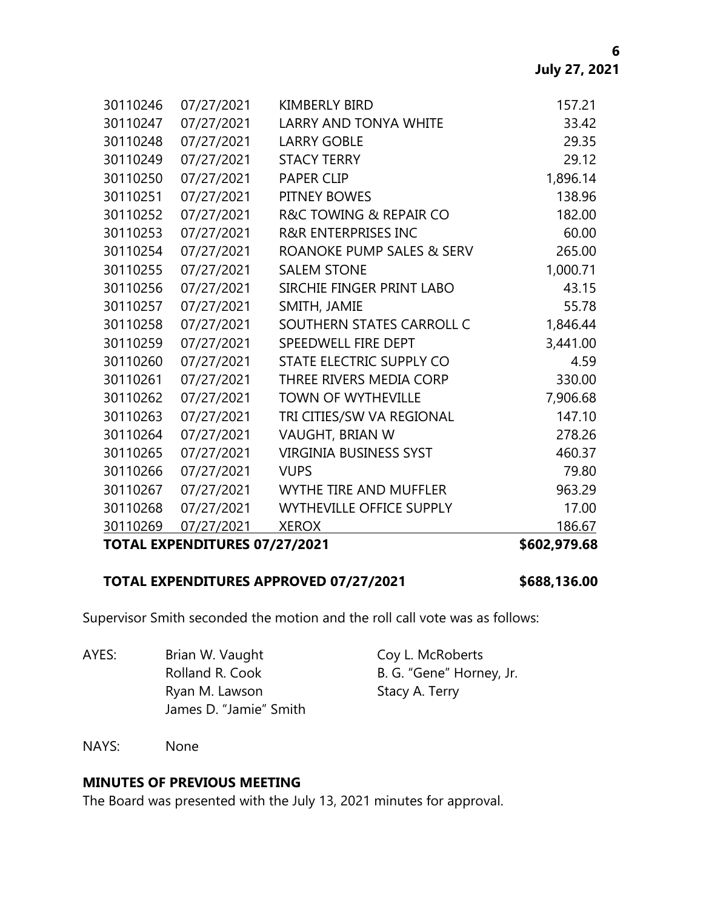| | | | |
|---|---|---|---|
| 30110246 | 07/27/2021 | KIMBERLY BIRD | 157.21 |
| 30110247 | 07/27/2021 | LARRY AND TONYA WHITE | 33.42 |
| 30110248 | 07/27/2021 | LARRY GOBLE | 29.35 |
| 30110249 | 07/27/2021 | STACY TERRY | 29.12 |
| 30110250 | 07/27/2021 | PAPER CLIP | 1,896.14 |
| 30110251 | 07/27/2021 | PITNEY BOWES | 138.96 |
| 30110252 | 07/27/2021 | R&C TOWING & REPAIR CO | 182.00 |
| 30110253 | 07/27/2021 | R&R ENTERPRISES INC | 60.00 |
| 30110254 | 07/27/2021 | ROANOKE PUMP SALES & SERV | 265.00 |
| 30110255 | 07/27/2021 | SALEM STONE | 1,000.71 |
| 30110256 | 07/27/2021 | SIRCHIE FINGER PRINT LABO | 43.15 |
| 30110257 | 07/27/2021 | SMITH, JAMIE | 55.78 |
| 30110258 | 07/27/2021 | SOUTHERN STATES CARROLL C | 1,846.44 |
| 30110259 | 07/27/2021 | SPEEDWELL FIRE DEPT | 3,441.00 |
| 30110260 | 07/27/2021 | STATE ELECTRIC SUPPLY CO | 4.59 |
| 30110261 | 07/27/2021 | THREE RIVERS MEDIA CORP | 330.00 |
| 30110262 | 07/27/2021 | TOWN OF WYTHEVILLE | 7,906.68 |
| 30110263 | 07/27/2021 | TRI CITIES/SW VA REGIONAL | 147.10 |
| 30110264 | 07/27/2021 | VAUGHT, BRIAN W | 278.26 |
| 30110265 | 07/27/2021 | VIRGINIA BUSINESS SYST | 460.37 |
| 30110266 | 07/27/2021 | VUPS | 79.80 |
| 30110267 | 07/27/2021 | WYTHE TIRE AND MUFFLER | 963.29 |
| 30110268 | 07/27/2021 | WYTHEVILLE OFFICE SUPPLY | 17.00 |
| 30110269 | 07/27/2021 | XEROX | 186.67 |
| **TOTAL EXPENDITURES 07/27/2021** | | | **$602,979.68** |

**TOTAL EXPENDITURES APPROVED 07/27/2021** **$688,136.00**

Supervisor Smith seconded the motion and the roll call vote was as follows:

AYES: Brian W. Vaught, Coy L. McRoberts, Rolland R. Cook, B. G. "Gene" Horney, Jr., Ryan M. Lawson, Stacy A. Terry, James D. "Jamie" Smith

NAYS: None

**MINUTES OF PREVIOUS MEETING**

The Board was presented with the July 13, 2021 minutes for approval.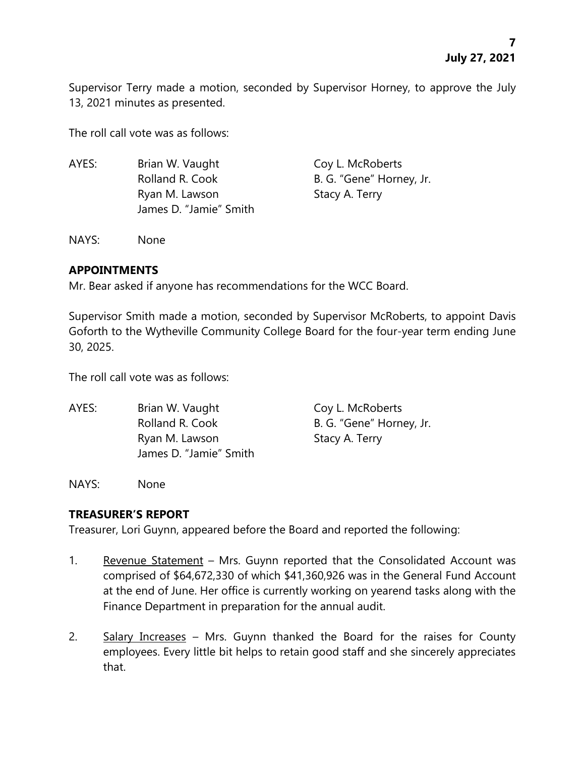Supervisor Terry made a motion, seconded by Supervisor Horney, to approve the July 13, 2021 minutes as presented.

The roll call vote was as follows:

| AYES: | Brian W. Vaught | Coy L. McRoberts |
|---|---|---|
| | Rolland R. Cook | B. G. "Gene" Horney, Jr. |
| | Ryan M. Lawson | Stacy A. Terry |
| | James D. "Jamie" Smith | |

NAYS: None

## APPOINTMENTS

Mr. Bear asked if anyone has recommendations for the WCC Board.

Supervisor Smith made a motion, seconded by Supervisor McRoberts, to appoint Davis Goforth to the Wytheville Community College Board for the four-year term ending June 30, 2025.

The roll call vote was as follows:

| AYES: | Brian W. Vaught | Coy L. McRoberts |
|---|---|---|
| | Rolland R. Cook | B. G. "Gene" Horney, Jr. |
| | Ryan M. Lawson | Stacy A. Terry |
| | James D. "Jamie" Smith | |

NAYS: None

## TREASURER'S REPORT

Treasurer, Lori Guynn, appeared before the Board and reported the following:

1. Revenue Statement – Mrs. Guynn reported that the Consolidated Account was comprised of $64,672,330 of which $41,360,926 was in the General Fund Account at the end of June. Her office is currently working on yearend tasks along with the Finance Department in preparation for the annual audit.

2. Salary Increases – Mrs. Guynn thanked the Board for the raises for County employees. Every little bit helps to retain good staff and she sincerely appreciates that.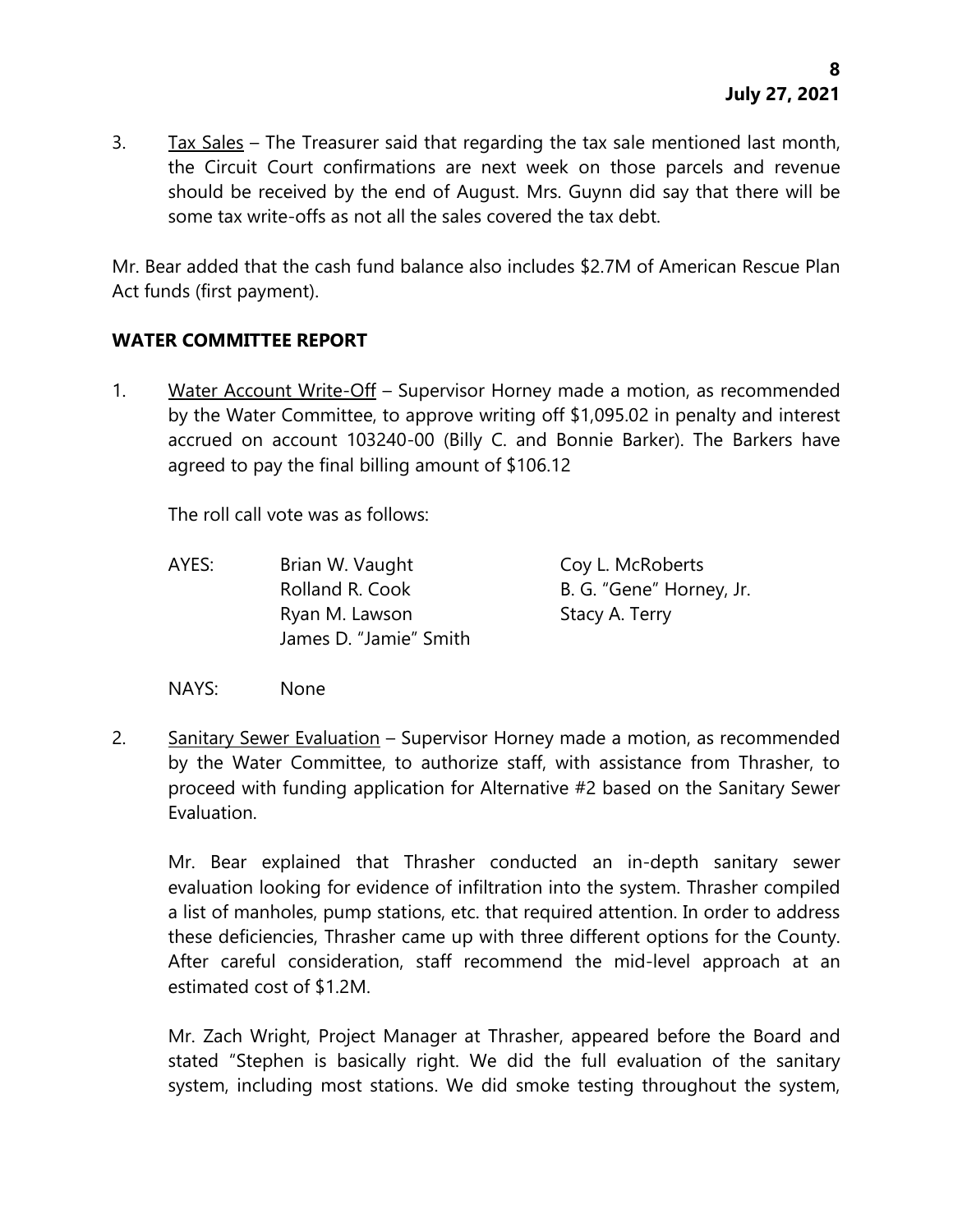3. Tax Sales – The Treasurer said that regarding the tax sale mentioned last month, the Circuit Court confirmations are next week on those parcels and revenue should be received by the end of August. Mrs. Guynn did say that there will be some tax write-offs as not all the sales covered the tax debt.

Mr. Bear added that the cash fund balance also includes $2.7M of American Rescue Plan Act funds (first payment).

**WATER COMMITTEE REPORT**

1. Water Account Write-Off – Supervisor Horney made a motion, as recommended by the Water Committee, to approve writing off $1,095.02 in penalty and interest accrued on account 103240-00 (Billy C. and Bonnie Barker). The Barkers have agreed to pay the final billing amount of $106.12

   The roll call vote was as follows:

   AYES: Brian W. Vaught, Coy L. McRoberts, Rolland R. Cook, B. G. "Gene" Horney, Jr., Ryan M. Lawson, Stacy A. Terry, James D. "Jamie" Smith

   NAYS: None

2. Sanitary Sewer Evaluation – Supervisor Horney made a motion, as recommended by the Water Committee, to authorize staff, with assistance from Thrasher, to proceed with funding application for Alternative #2 based on the Sanitary Sewer Evaluation.

   Mr. Bear explained that Thrasher conducted an in-depth sanitary sewer evaluation looking for evidence of infiltration into the system. Thrasher compiled a list of manholes, pump stations, etc. that required attention. In order to address these deficiencies, Thrasher came up with three different options for the County. After careful consideration, staff recommend the mid-level approach at an estimated cost of $1.2M.

   Mr. Zach Wright, Project Manager at Thrasher, appeared before the Board and stated "Stephen is basically right. We did the full evaluation of the sanitary system, including most stations. We did smoke testing throughout the system,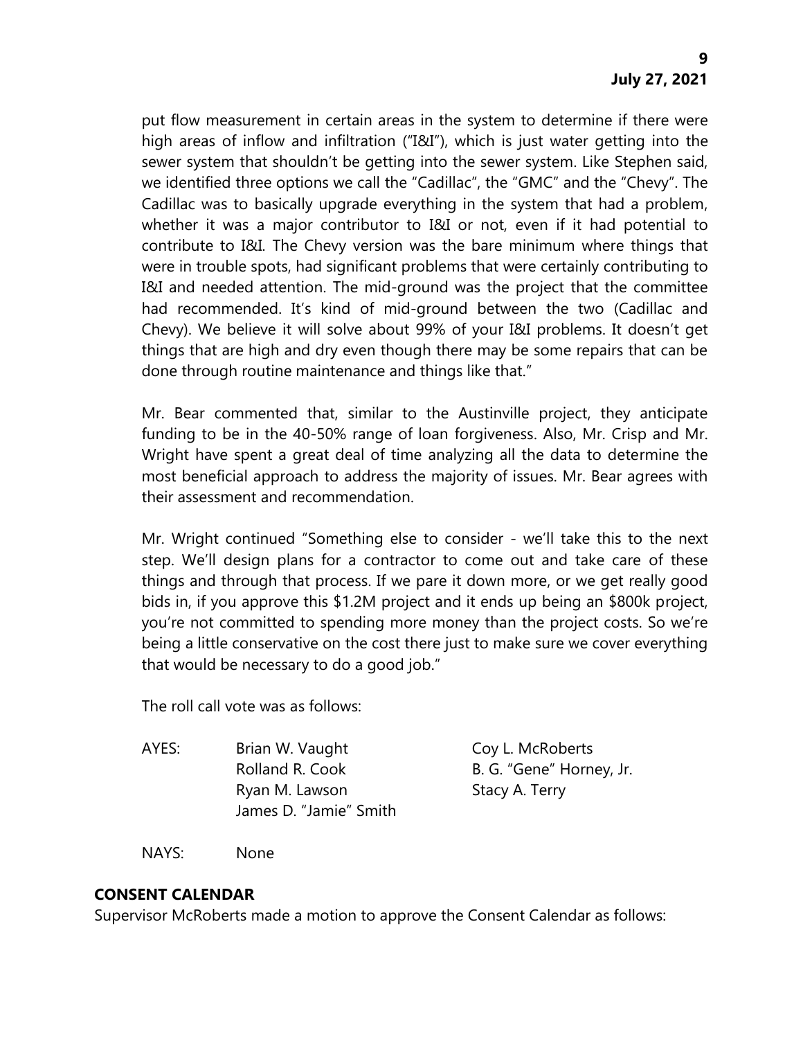put flow measurement in certain areas in the system to determine if there were high areas of inflow and infiltration ("I&I"), which is just water getting into the sewer system that shouldn't be getting into the sewer system. Like Stephen said, we identified three options we call the "Cadillac", the "GMC" and the "Chevy". The Cadillac was to basically upgrade everything in the system that had a problem, whether it was a major contributor to I&I or not, even if it had potential to contribute to I&I. The Chevy version was the bare minimum where things that were in trouble spots, had significant problems that were certainly contributing to I&I and needed attention. The mid-ground was the project that the committee had recommended. It's kind of mid-ground between the two (Cadillac and Chevy). We believe it will solve about 99% of your I&I problems. It doesn't get things that are high and dry even though there may be some repairs that can be done through routine maintenance and things like that."

Mr. Bear commented that, similar to the Austinville project, they anticipate funding to be in the 40-50% range of loan forgiveness. Also, Mr. Crisp and Mr. Wright have spent a great deal of time analyzing all the data to determine the most beneficial approach to address the majority of issues. Mr. Bear agrees with their assessment and recommendation.

Mr. Wright continued "Something else to consider - we'll take this to the next step. We'll design plans for a contractor to come out and take care of these things and through that process. If we pare it down more, or we get really good bids in, if you approve this $1.2M project and it ends up being an $800k project, you're not committed to spending more money than the project costs. So we're being a little conservative on the cost there just to make sure we cover everything that would be necessary to do a good job."

The roll call vote was as follows:

AYES: Brian W. Vaught, Coy L. McRoberts, Rolland R. Cook, B. G. "Gene" Horney, Jr., Ryan M. Lawson, Stacy A. Terry, James D. "Jamie" Smith

NAYS: None

**CONSENT CALENDAR**

Supervisor McRoberts made a motion to approve the Consent Calendar as follows: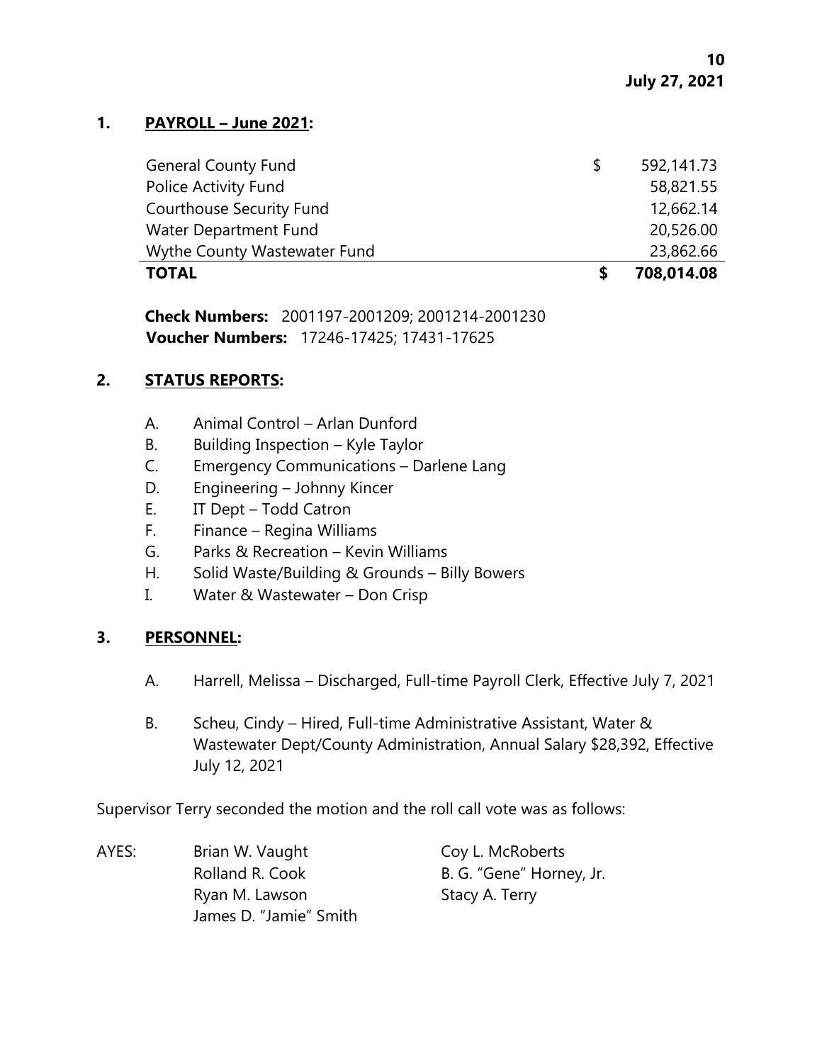**July 27, 2021**

## 1. PAYROLL – June 2021:

| | | |
|---|---|---|
| General County Fund | $ | 592,141.73 |
| Police Activity Fund | | 58,821.55 |
| Courthouse Security Fund | | 12,662.14 |
| Water Department Fund | | 20,526.00 |
| Wythe County Wastewater Fund | | 23,862.66 |
| **TOTAL** | **$** | **708,014.08** |

**Check Numbers:** 2001197-2001209; 2001214-2001230
**Voucher Numbers:** 17246-17425; 17431-17625

## 2. STATUS REPORTS:

A. Animal Control – Arlan Dunford
B. Building Inspection – Kyle Taylor
C. Emergency Communications – Darlene Lang
D. Engineering – Johnny Kincer
E. IT Dept – Todd Catron
F. Finance – Regina Williams
G. Parks & Recreation – Kevin Williams
H. Solid Waste/Building & Grounds – Billy Bowers
I. Water & Wastewater – Don Crisp

## 3. PERSONNEL:

A. Harrell, Melissa – Discharged, Full-time Payroll Clerk, Effective July 7, 2021

B. Scheu, Cindy – Hired, Full-time Administrative Assistant, Water & Wastewater Dept/County Administration, Annual Salary $28,392, Effective July 12, 2021

Supervisor Terry seconded the motion and the roll call vote was as follows:

AYES: Brian W. Vaught, Coy L. McRoberts, Rolland R. Cook, B. G. "Gene" Horney, Jr., Ryan M. Lawson, Stacy A. Terry, James D. "Jamie" Smith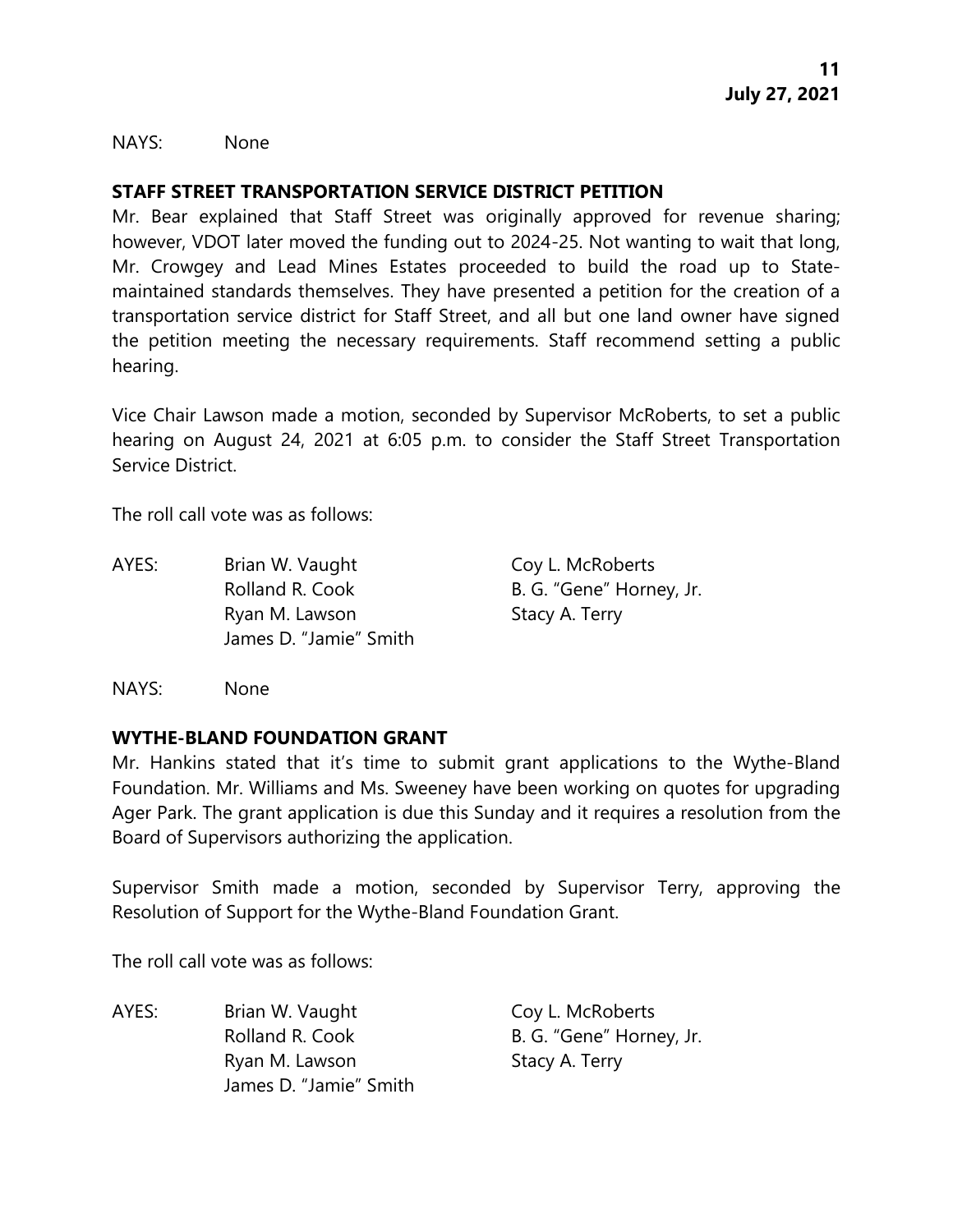NAYS: None

**STAFF STREET TRANSPORTATION SERVICE DISTRICT PETITION**

Mr. Bear explained that Staff Street was originally approved for revenue sharing; however, VDOT later moved the funding out to 2024-25. Not wanting to wait that long, Mr. Crowgey and Lead Mines Estates proceeded to build the road up to State-maintained standards themselves. They have presented a petition for the creation of a transportation service district for Staff Street, and all but one land owner have signed the petition meeting the necessary requirements. Staff recommend setting a public hearing.

Vice Chair Lawson made a motion, seconded by Supervisor McRoberts, to set a public hearing on August 24, 2021 at 6:05 p.m. to consider the Staff Street Transportation Service District.

The roll call vote was as follows:

AYES: Brian W. Vaught, Coy L. McRoberts, Rolland R. Cook, B. G. "Gene" Horney, Jr., Ryan M. Lawson, Stacy A. Terry, James D. "Jamie" Smith

NAYS: None

**WYTHE-BLAND FOUNDATION GRANT**

Mr. Hankins stated that it's time to submit grant applications to the Wythe-Bland Foundation. Mr. Williams and Ms. Sweeney have been working on quotes for upgrading Ager Park. The grant application is due this Sunday and it requires a resolution from the Board of Supervisors authorizing the application.

Supervisor Smith made a motion, seconded by Supervisor Terry, approving the Resolution of Support for the Wythe-Bland Foundation Grant.

The roll call vote was as follows:

AYES: Brian W. Vaught, Coy L. McRoberts, Rolland R. Cook, B. G. "Gene" Horney, Jr., Ryan M. Lawson, Stacy A. Terry, James D. "Jamie" Smith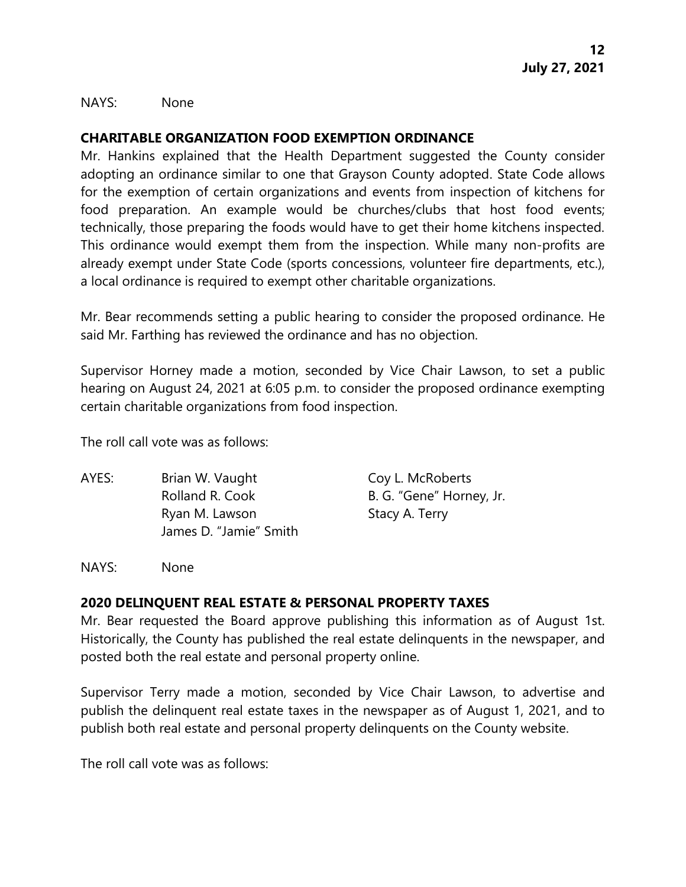NAYS: None

**CHARITABLE ORGANIZATION FOOD EXEMPTION ORDINANCE**

Mr. Hankins explained that the Health Department suggested the County consider adopting an ordinance similar to one that Grayson County adopted. State Code allows for the exemption of certain organizations and events from inspection of kitchens for food preparation. An example would be churches/clubs that host food events; technically, those preparing the foods would have to get their home kitchens inspected. This ordinance would exempt them from the inspection. While many non-profits are already exempt under State Code (sports concessions, volunteer fire departments, etc.), a local ordinance is required to exempt other charitable organizations.

Mr. Bear recommends setting a public hearing to consider the proposed ordinance. He said Mr. Farthing has reviewed the ordinance and has no objection.

Supervisor Horney made a motion, seconded by Vice Chair Lawson, to set a public hearing on August 24, 2021 at 6:05 p.m. to consider the proposed ordinance exempting certain charitable organizations from food inspection.

The roll call vote was as follows:

AYES: Brian W. Vaught, Coy L. McRoberts, Rolland R. Cook, B. G. "Gene" Horney, Jr., Ryan M. Lawson, Stacy A. Terry, James D. "Jamie" Smith

NAYS: None

**2020 DELINQUENT REAL ESTATE & PERSONAL PROPERTY TAXES**

Mr. Bear requested the Board approve publishing this information as of August 1st. Historically, the County has published the real estate delinquents in the newspaper, and posted both the real estate and personal property online.

Supervisor Terry made a motion, seconded by Vice Chair Lawson, to advertise and publish the delinquent real estate taxes in the newspaper as of August 1, 2021, and to publish both real estate and personal property delinquents on the County website.

The roll call vote was as follows: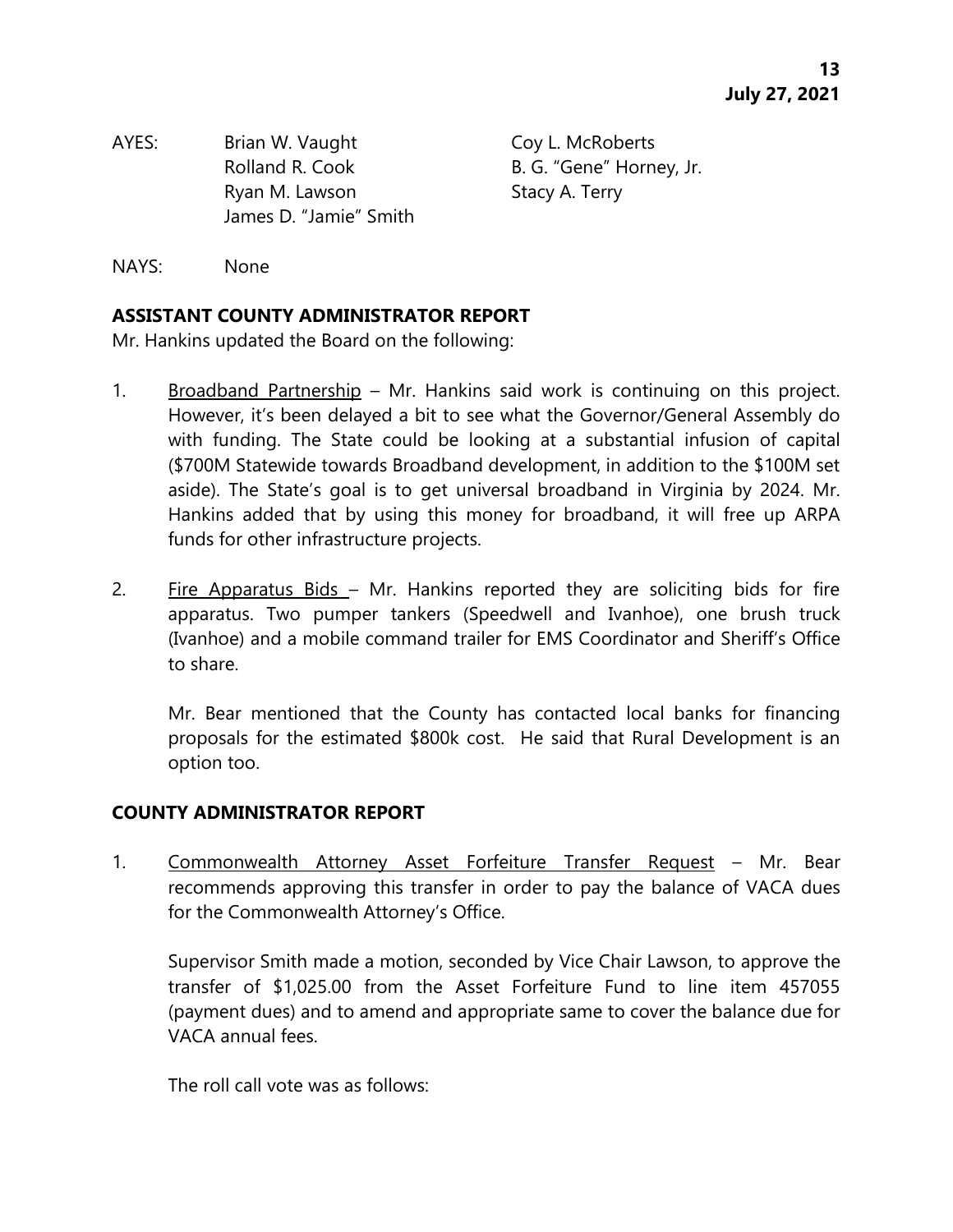AYES: Brian W. Vaught, Coy L. McRoberts, Rolland R. Cook, B. G. "Gene" Horney, Jr., Ryan M. Lawson, Stacy A. Terry, James D. "Jamie" Smith

NAYS: None

**ASSISTANT COUNTY ADMINISTRATOR REPORT**

Mr. Hankins updated the Board on the following:

1. Broadband Partnership – Mr. Hankins said work is continuing on this project. However, it's been delayed a bit to see what the Governor/General Assembly do with funding. The State could be looking at a substantial infusion of capital ($700M Statewide towards Broadband development, in addition to the $100M set aside). The State's goal is to get universal broadband in Virginia by 2024. Mr. Hankins added that by using this money for broadband, it will free up ARPA funds for other infrastructure projects.

2. Fire Apparatus Bids – Mr. Hankins reported they are soliciting bids for fire apparatus. Two pumper tankers (Speedwell and Ivanhoe), one brush truck (Ivanhoe) and a mobile command trailer for EMS Coordinator and Sheriff's Office to share.

   Mr. Bear mentioned that the County has contacted local banks for financing proposals for the estimated $800k cost. He said that Rural Development is an option too.

**COUNTY ADMINISTRATOR REPORT**

1. Commonwealth Attorney Asset Forfeiture Transfer Request – Mr. Bear recommends approving this transfer in order to pay the balance of VACA dues for the Commonwealth Attorney's Office.

   Supervisor Smith made a motion, seconded by Vice Chair Lawson, to approve the transfer of $1,025.00 from the Asset Forfeiture Fund to line item 457055 (payment dues) and to amend and appropriate same to cover the balance due for VACA annual fees.

   The roll call vote was as follows: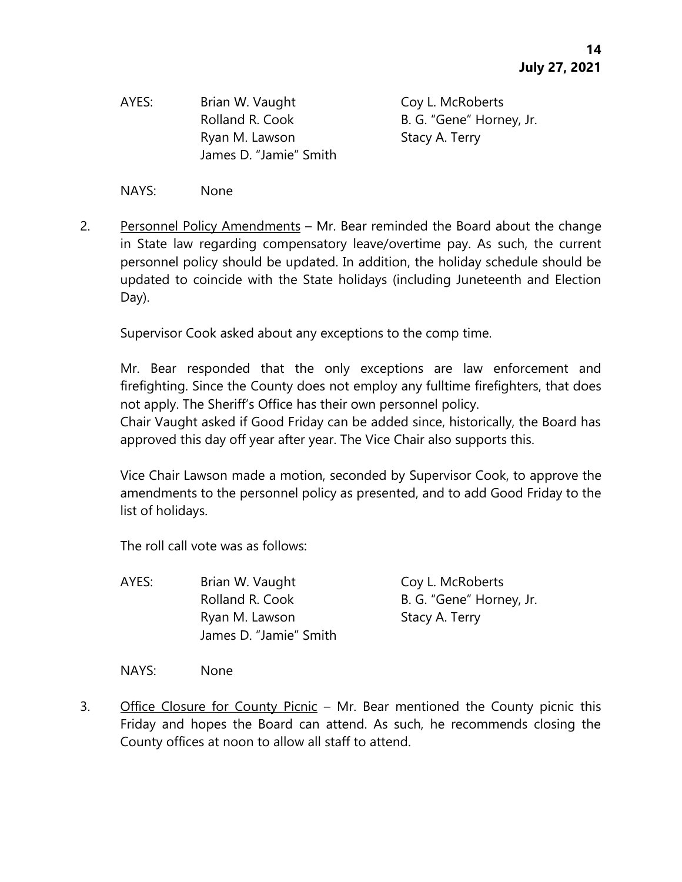AYES: Brian W. Vaught, Coy L. McRoberts, Rolland R. Cook, B. G. "Gene" Horney, Jr., Ryan M. Lawson, Stacy A. Terry, James D. "Jamie" Smith

NAYS: None

2. Personnel Policy Amendments – Mr. Bear reminded the Board about the change in State law regarding compensatory leave/overtime pay. As such, the current personnel policy should be updated. In addition, the holiday schedule should be updated to coincide with the State holidays (including Juneteenth and Election Day).

   Supervisor Cook asked about any exceptions to the comp time.

   Mr. Bear responded that the only exceptions are law enforcement and firefighting. Since the County does not employ any fulltime firefighters, that does not apply. The Sheriff's Office has their own personnel policy.
   Chair Vaught asked if Good Friday can be added since, historically, the Board has approved this day off year after year. The Vice Chair also supports this.

   Vice Chair Lawson made a motion, seconded by Supervisor Cook, to approve the amendments to the personnel policy as presented, and to add Good Friday to the list of holidays.

   The roll call vote was as follows:

   AYES: Brian W. Vaught, Coy L. McRoberts, Rolland R. Cook, B. G. "Gene" Horney, Jr., Ryan M. Lawson, Stacy A. Terry, James D. "Jamie" Smith

   NAYS: None

3. Office Closure for County Picnic – Mr. Bear mentioned the County picnic this Friday and hopes the Board can attend. As such, he recommends closing the County offices at noon to allow all staff to attend.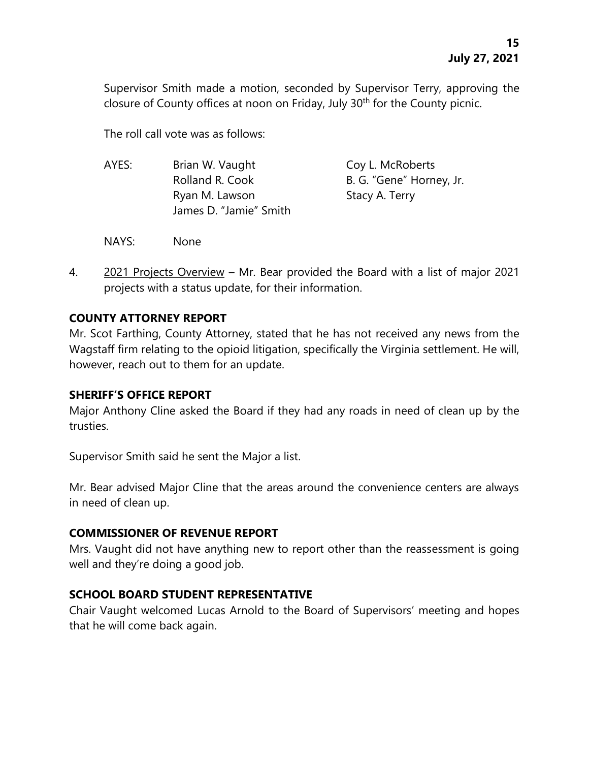Supervisor Smith made a motion, seconded by Supervisor Terry, approving the closure of County offices at noon on Friday, July 30th for the County picnic.

The roll call vote was as follows:

AYES: Brian W. Vaught, Coy L. McRoberts, Rolland R. Cook, B. G. "Gene" Horney, Jr., Ryan M. Lawson, Stacy A. Terry, James D. "Jamie" Smith

NAYS: None

4. 2021 Projects Overview – Mr. Bear provided the Board with a list of major 2021 projects with a status update, for their information.

**COUNTY ATTORNEY REPORT**

Mr. Scot Farthing, County Attorney, stated that he has not received any news from the Wagstaff firm relating to the opioid litigation, specifically the Virginia settlement. He will, however, reach out to them for an update.

**SHERIFF'S OFFICE REPORT**

Major Anthony Cline asked the Board if they had any roads in need of clean up by the trusties.

Supervisor Smith said he sent the Major a list.

Mr. Bear advised Major Cline that the areas around the convenience centers are always in need of clean up.

**COMMISSIONER OF REVENUE REPORT**

Mrs. Vaught did not have anything new to report other than the reassessment is going well and they're doing a good job.

**SCHOOL BOARD STUDENT REPRESENTATIVE**

Chair Vaught welcomed Lucas Arnold to the Board of Supervisors' meeting and hopes that he will come back again.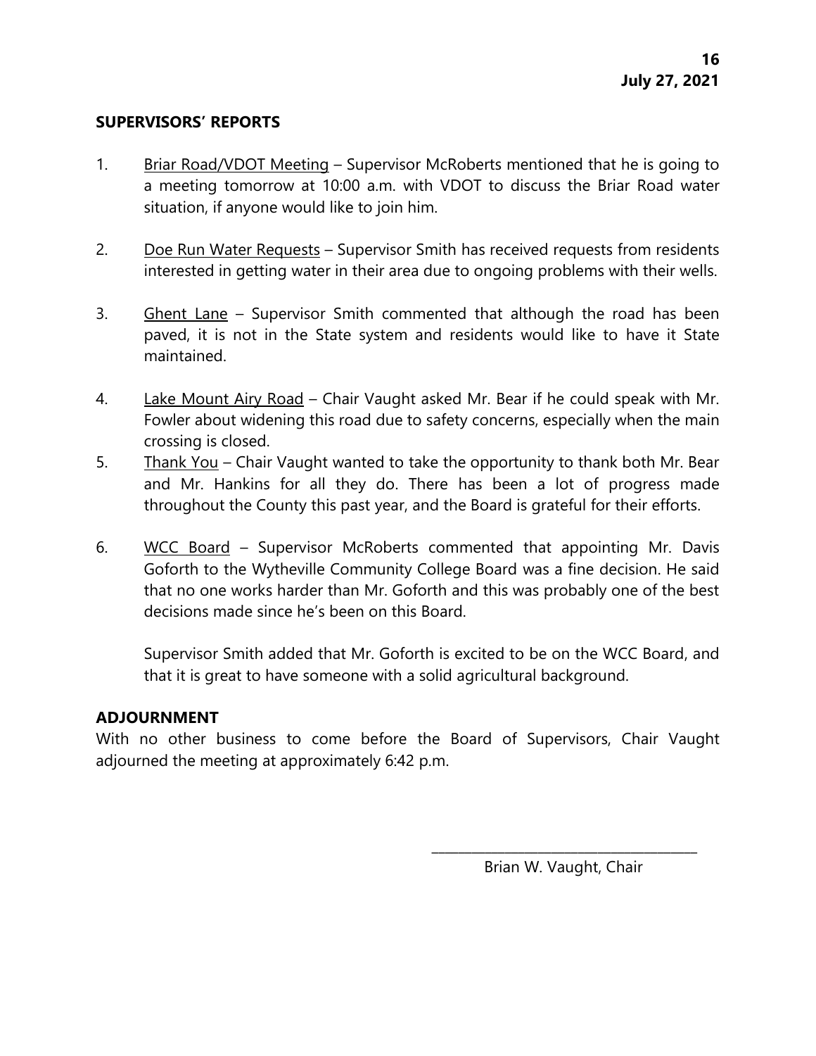## SUPERVISORS' REPORTS

1. Briar Road/VDOT Meeting – Supervisor McRoberts mentioned that he is going to a meeting tomorrow at 10:00 a.m. with VDOT to discuss the Briar Road water situation, if anyone would like to join him.

2. Doe Run Water Requests – Supervisor Smith has received requests from residents interested in getting water in their area due to ongoing problems with their wells.

3. Ghent Lane – Supervisor Smith commented that although the road has been paved, it is not in the State system and residents would like to have it State maintained.

4. Lake Mount Airy Road – Chair Vaught asked Mr. Bear if he could speak with Mr. Fowler about widening this road due to safety concerns, especially when the main crossing is closed.

5. Thank You – Chair Vaught wanted to take the opportunity to thank both Mr. Bear and Mr. Hankins for all they do. There has been a lot of progress made throughout the County this past year, and the Board is grateful for their efforts.

6. WCC Board – Supervisor McRoberts commented that appointing Mr. Davis Goforth to the Wytheville Community College Board was a fine decision. He said that no one works harder than Mr. Goforth and this was probably one of the best decisions made since he's been on this Board.

   Supervisor Smith added that Mr. Goforth is excited to be on the WCC Board, and that it is great to have someone with a solid agricultural background.

## ADJOURNMENT

With no other business to come before the Board of Supervisors, Chair Vaught adjourned the meeting at approximately 6:42 p.m.

\_\_\_\_\_\_\_\_\_\_\_\_\_\_\_\_\_\_\_\_\_\_\_\_\_\_\_\_\_\_\_\_\_\_\_\_\_\_

Brian W. Vaught, Chair